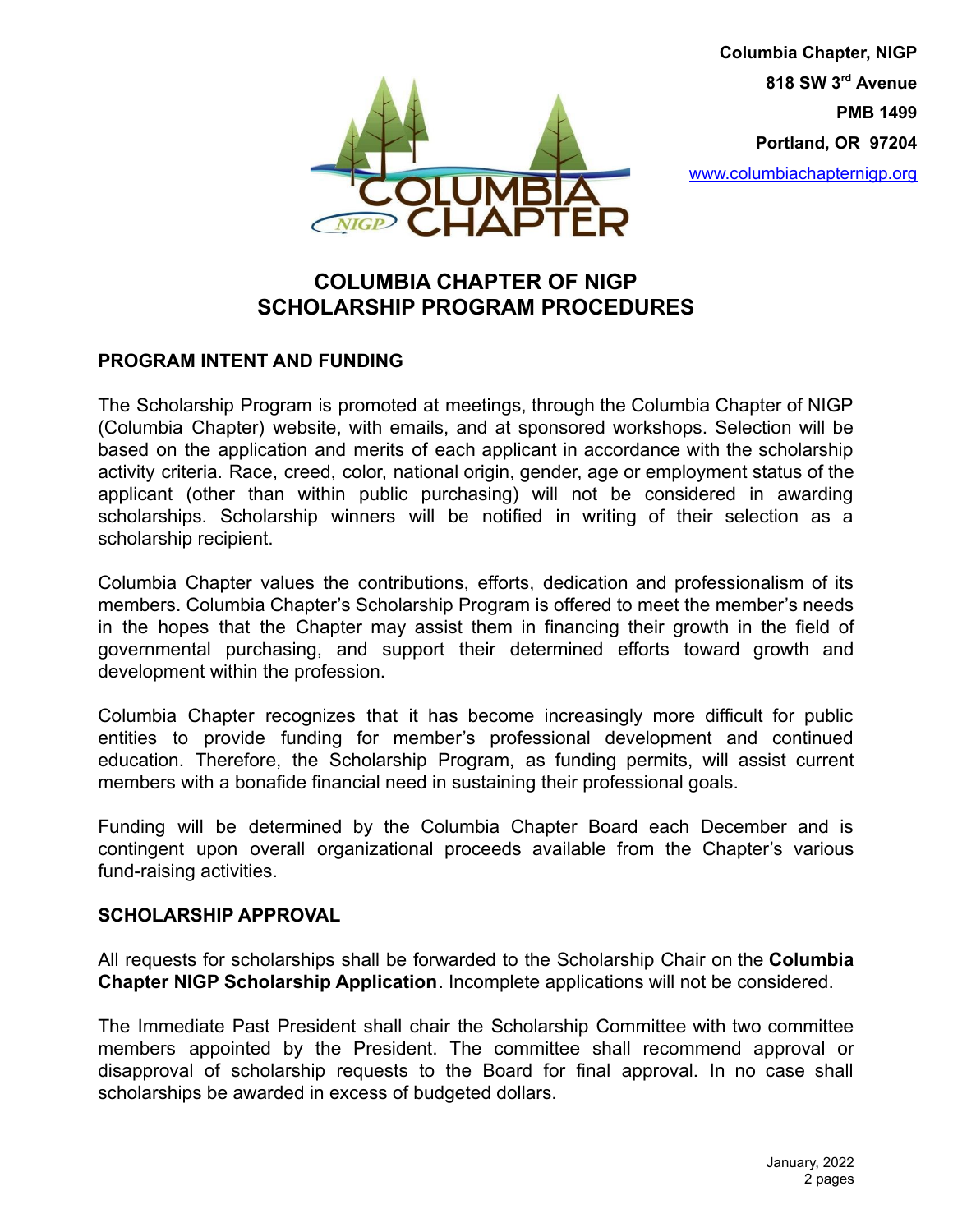Columbia Chapter, NIGP
818 SW 3rd Avenue
PMB 1499
Portland, OR 97204
www.columbiachapternigp.org

# COLUMBIA CHAPTER OF NIGP
# SCHOLARSHIP PROGRAM PROCEDURES

## PROGRAM INTENT AND FUNDING

The Scholarship Program is promoted at meetings, through the Columbia Chapter of NIGP (Columbia Chapter) website, with emails, and at sponsored workshops. Selection will be based on the application and merits of each applicant in accordance with the scholarship activity criteria. Race, creed, color, national origin, gender, age or employment status of the applicant (other than within public purchasing) will not be considered in awarding scholarships. Scholarship winners will be notified in writing of their selection as a scholarship recipient.

Columbia Chapter values the contributions, efforts, dedication and professionalism of its members. Columbia Chapter's Scholarship Program is offered to meet the member's needs in the hopes that the Chapter may assist them in financing their growth in the field of governmental purchasing, and support their determined efforts toward growth and development within the profession.

Columbia Chapter recognizes that it has become increasingly more difficult for public entities to provide funding for member's professional development and continued education. Therefore, the Scholarship Program, as funding permits, will assist current members with a bonafide financial need in sustaining their professional goals.

Funding will be determined by the Columbia Chapter Board each December and is contingent upon overall organizational proceeds available from the Chapter's various fund-raising activities.

## SCHOLARSHIP APPROVAL

All requests for scholarships shall be forwarded to the Scholarship Chair on the **Columbia Chapter NIGP Scholarship Application**. Incomplete applications will not be considered.

The Immediate Past President shall chair the Scholarship Committee with two committee members appointed by the President. The committee shall recommend approval or disapproval of scholarship requests to the Board for final approval. In no case shall scholarships be awarded in excess of budgeted dollars.

January, 2022
2 pages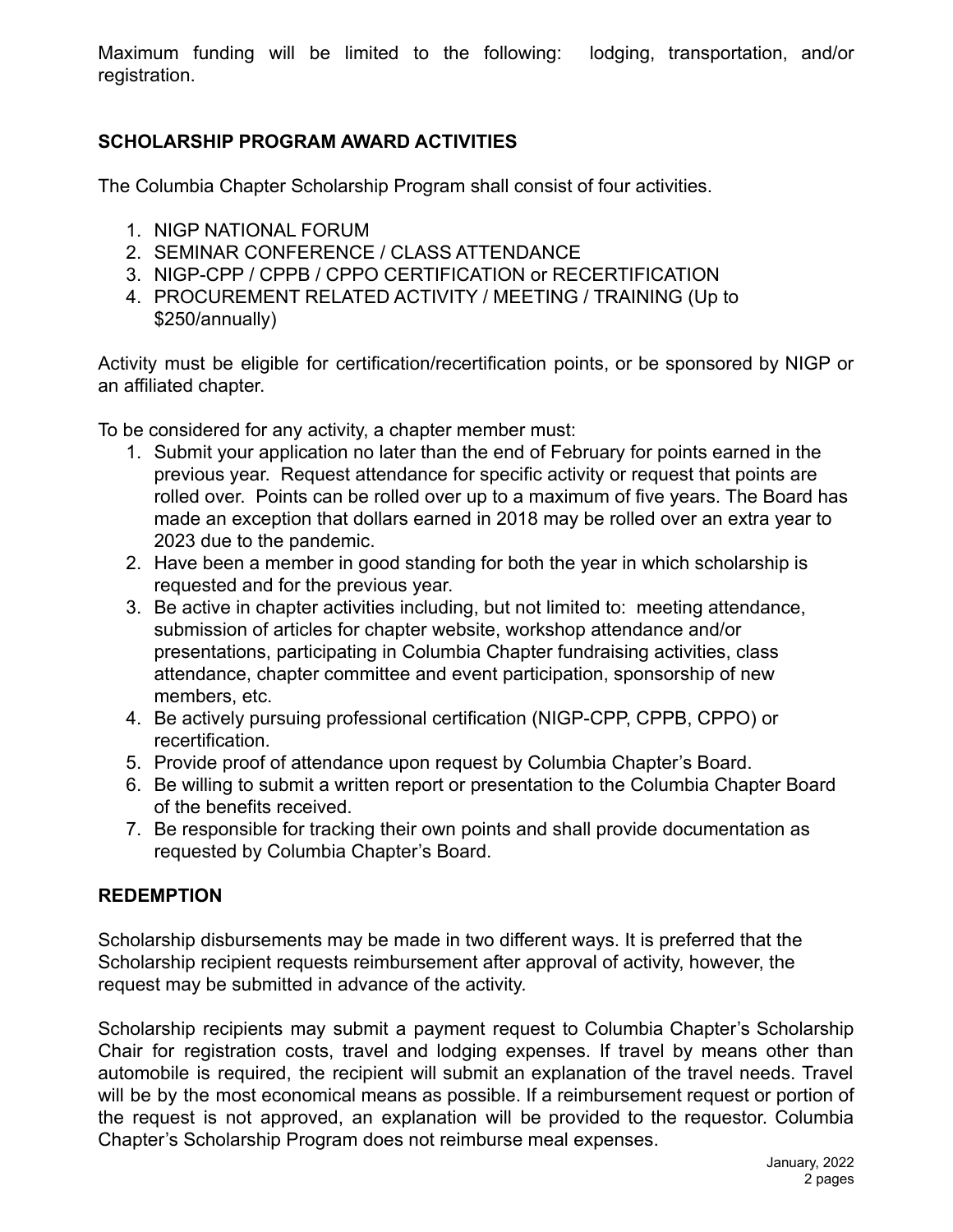Maximum funding will be limited to the following: lodging, transportation, and/or registration.

## SCHOLARSHIP PROGRAM AWARD ACTIVITIES

The Columbia Chapter Scholarship Program shall consist of four activities.

1. NIGP NATIONAL FORUM
2. SEMINAR CONFERENCE / CLASS ATTENDANCE
3. NIGP-CPP / CPPB / CPPO CERTIFICATION or RECERTIFICATION
4. PROCUREMENT RELATED ACTIVITY / MEETING / TRAINING (Up to $250/annually)

Activity must be eligible for certification/recertification points, or be sponsored by NIGP or an affiliated chapter.

To be considered for any activity, a chapter member must:

1. Submit your application no later than the end of February for points earned in the previous year. Request attendance for specific activity or request that points are rolled over. Points can be rolled over up to a maximum of five years. The Board has made an exception that dollars earned in 2018 may be rolled over an extra year to 2023 due to the pandemic.
2. Have been a member in good standing for both the year in which scholarship is requested and for the previous year.
3. Be active in chapter activities including, but not limited to: meeting attendance, submission of articles for chapter website, workshop attendance and/or presentations, participating in Columbia Chapter fundraising activities, class attendance, chapter committee and event participation, sponsorship of new members, etc.
4. Be actively pursuing professional certification (NIGP-CPP, CPPB, CPPO) or recertification.
5. Provide proof of attendance upon request by Columbia Chapter's Board.
6. Be willing to submit a written report or presentation to the Columbia Chapter Board of the benefits received.
7. Be responsible for tracking their own points and shall provide documentation as requested by Columbia Chapter's Board.

## REDEMPTION

Scholarship disbursements may be made in two different ways. It is preferred that the Scholarship recipient requests reimbursement after approval of activity, however, the request may be submitted in advance of the activity.

Scholarship recipients may submit a payment request to Columbia Chapter's Scholarship Chair for registration costs, travel and lodging expenses. If travel by means other than automobile is required, the recipient will submit an explanation of the travel needs. Travel will be by the most economical means as possible. If a reimbursement request or portion of the request is not approved, an explanation will be provided to the requestor. Columbia Chapter's Scholarship Program does not reimburse meal expenses.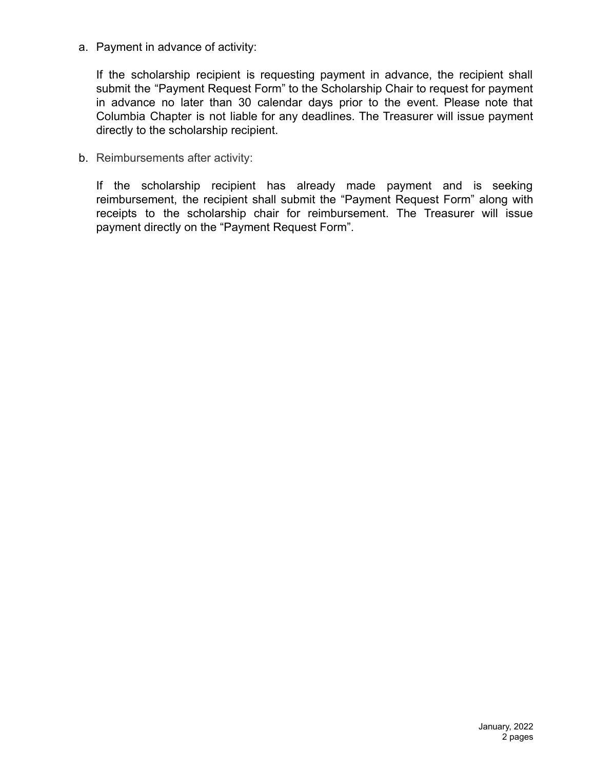a. Payment in advance of activity:

   If the scholarship recipient is requesting payment in advance, the recipient shall submit the "Payment Request Form" to the Scholarship Chair to request for payment in advance no later than 30 calendar days prior to the event. Please note that Columbia Chapter is not liable for any deadlines. The Treasurer will issue payment directly to the scholarship recipient.

b. Reimbursements after activity:

   If the scholarship recipient has already made payment and is seeking reimbursement, the recipient shall submit the "Payment Request Form" along with receipts to the scholarship chair for reimbursement. The Treasurer will issue payment directly on the "Payment Request Form".

January, 2022
2 pages